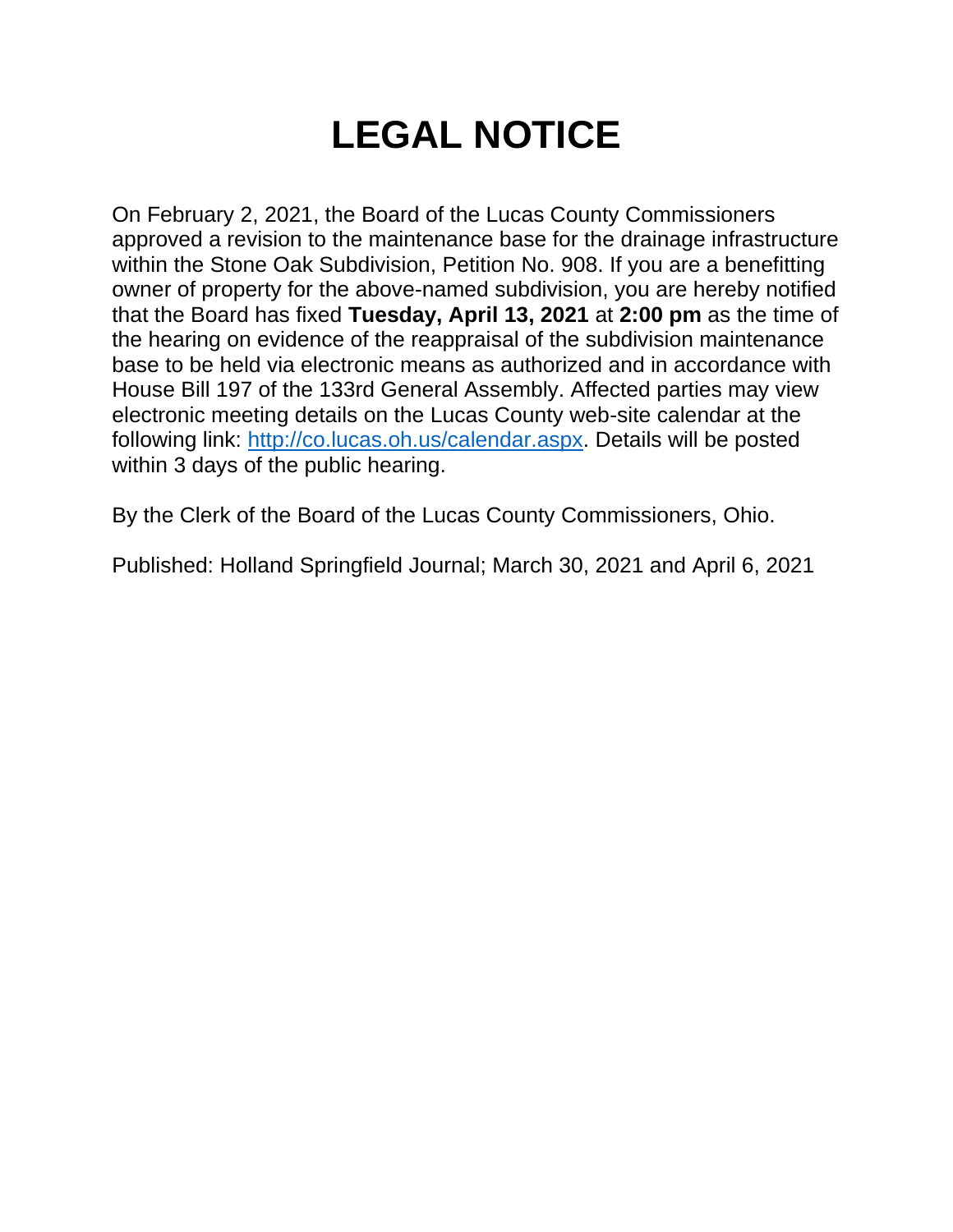# LEGAL NOTICE

On February 2, 2021, the Board of the Lucas County Commissioners approved a revision to the maintenance base for the drainage infrastructure within the Stone Oak Subdivision, Petition No. 908. If you are a benefitting owner of property for the above-named subdivision, you are hereby notified that the Board has fixed **Tuesday, April 13, 2021** at **2:00 pm** as the time of the hearing on evidence of the reappraisal of the subdivision maintenance base to be held via electronic means as authorized and in accordance with House Bill 197 of the 133rd General Assembly. Affected parties may view electronic meeting details on the Lucas County web-site calendar at the following link: [http://co.lucas.oh.us/calendar.aspx](http://co.lucas.oh.us/calendar.aspx). Details will be posted within 3 days of the public hearing.

By the Clerk of the Board of the Lucas County Commissioners, Ohio.

Published: Holland Springfield Journal; March 30, 2021 and April 6, 2021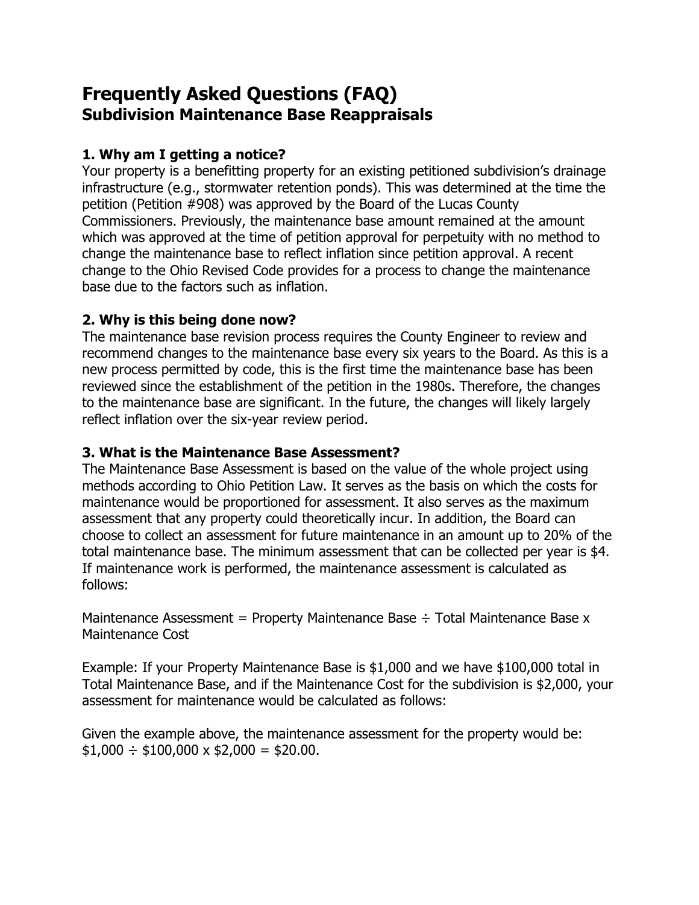# Frequently Asked Questions (FAQ)
## Subdivision Maintenance Base Reappraisals

### 1. Why am I getting a notice?

Your property is a benefitting property for an existing petitioned subdivision's drainage infrastructure (e.g., stormwater retention ponds). This was determined at the time the petition (Petition #908) was approved by the Board of the Lucas County Commissioners. Previously, the maintenance base amount remained at the amount which was approved at the time of petition approval for perpetuity with no method to change the maintenance base to reflect inflation since petition approval. A recent change to the Ohio Revised Code provides for a process to change the maintenance base due to the factors such as inflation.

### 2. Why is this being done now?

The maintenance base revision process requires the County Engineer to review and recommend changes to the maintenance base every six years to the Board. As this is a new process permitted by code, this is the first time the maintenance base has been reviewed since the establishment of the petition in the 1980s. Therefore, the changes to the maintenance base are significant. In the future, the changes will likely largely reflect inflation over the six-year review period.

### 3. What is the Maintenance Base Assessment?

The Maintenance Base Assessment is based on the value of the whole project using methods according to Ohio Petition Law. It serves as the basis on which the costs for maintenance would be proportioned for assessment. It also serves as the maximum assessment that any property could theoretically incur. In addition, the Board can choose to collect an assessment for future maintenance in an amount up to 20% of the total maintenance base. The minimum assessment that can be collected per year is $4. If maintenance work is performed, the maintenance assessment is calculated as follows:

Maintenance Assessment = Property Maintenance Base ÷ Total Maintenance Base x Maintenance Cost

Example: If your Property Maintenance Base is $1,000 and we have $100,000 total in Total Maintenance Base, and if the Maintenance Cost for the subdivision is $2,000, your assessment for maintenance would be calculated as follows:

Given the example above, the maintenance assessment for the property would be:
$1,000 ÷ $100,000 x $2,000 = $20.00.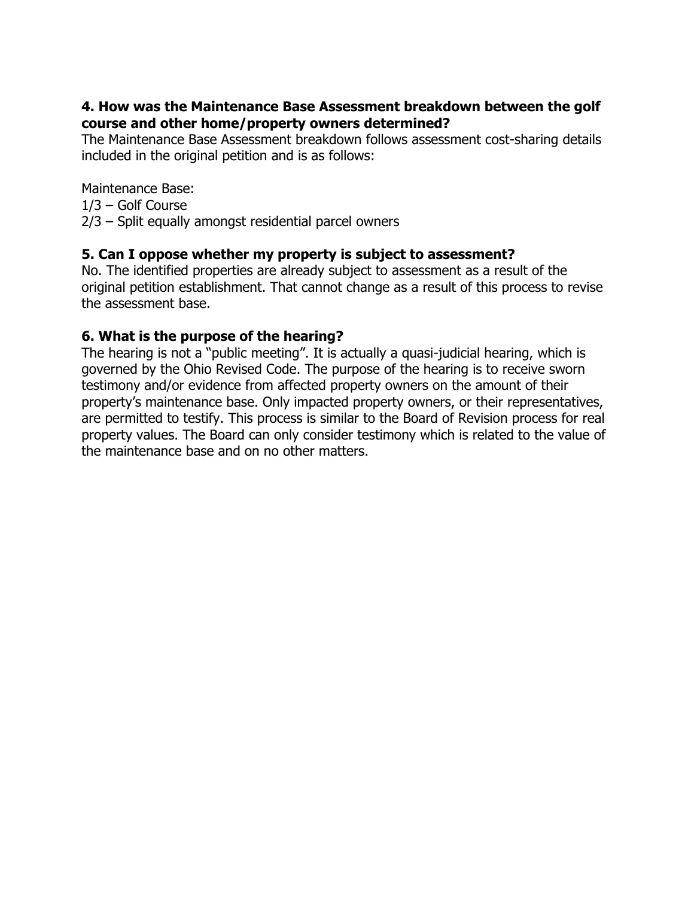**4. How was the Maintenance Base Assessment breakdown between the golf course and other home/property owners determined?**

The Maintenance Base Assessment breakdown follows assessment cost-sharing details included in the original petition and is as follows:

Maintenance Base:
1/3 – Golf Course
2/3 – Split equally amongst residential parcel owners

**5. Can I oppose whether my property is subject to assessment?**

No. The identified properties are already subject to assessment as a result of the original petition establishment. That cannot change as a result of this process to revise the assessment base.

**6. What is the purpose of the hearing?**

The hearing is not a "public meeting". It is actually a quasi-judicial hearing, which is governed by the Ohio Revised Code. The purpose of the hearing is to receive sworn testimony and/or evidence from affected property owners on the amount of their property's maintenance base. Only impacted property owners, or their representatives, are permitted to testify. This process is similar to the Board of Revision process for real property values. The Board can only consider testimony which is related to the value of the maintenance base and on no other matters.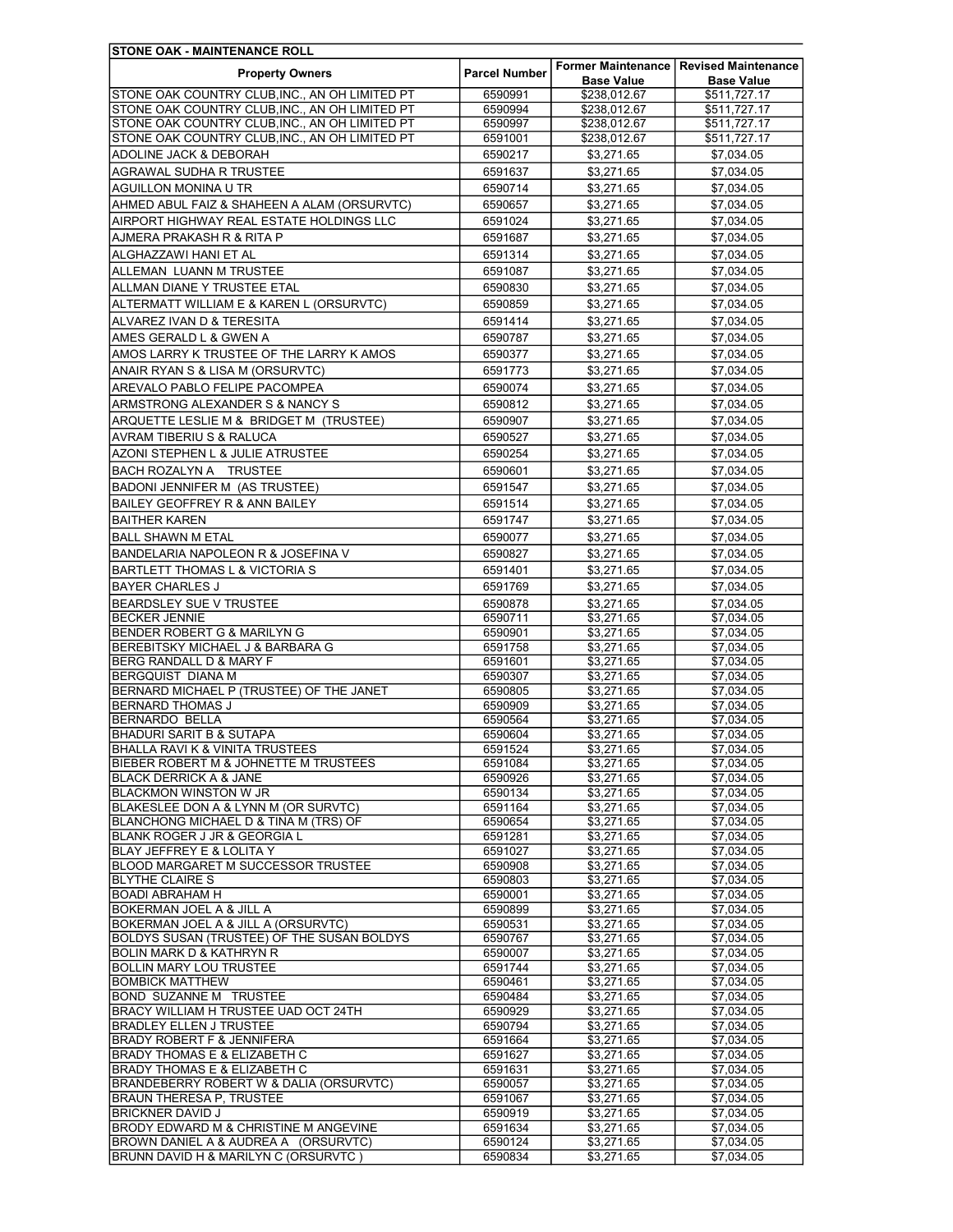| STONE OAK - MAINTENANCE ROLL | | | |
|---|---|---|---|
| **Property Owners** | **Parcel Number** | **Former Maintenance Base Value** | **Revised Maintenance Base Value** |
| STONE OAK COUNTRY CLUB,INC., AN OH LIMITED PT | 6590991 | $238,012.67 | $511,727.17 |
| STONE OAK COUNTRY CLUB,INC., AN OH LIMITED PT | 6590994 | $238,012.67 | $511,727.17 |
| STONE OAK COUNTRY CLUB,INC., AN OH LIMITED PT | 6590997 | $238,012.67 | $511,727.17 |
| STONE OAK COUNTRY CLUB,INC., AN OH LIMITED PT | 6591001 | $238,012.67 | $511,727.17 |
| ADOLINE JACK & DEBORAH | 6590217 | $3,271.65 | $7,034.05 |
| AGRAWAL SUDHA R TRUSTEE | 6591637 | $3,271.65 | $7,034.05 |
| AGUILLON MONINA U TR | 6590714 | $3,271.65 | $7,034.05 |
| AHMED ABUL FAIZ & SHAHEEN A ALAM (ORSURVTC) | 6590657 | $3,271.65 | $7,034.05 |
| AIRPORT HIGHWAY REAL ESTATE HOLDINGS LLC | 6591024 | $3,271.65 | $7,034.05 |
| AJMERA PRAKASH R & RITA P | 6591687 | $3,271.65 | $7,034.05 |
| ALGHAZZAWI HANI ET AL | 6591314 | $3,271.65 | $7,034.05 |
| ALLEMAN LUANN M TRUSTEE | 6591087 | $3,271.65 | $7,034.05 |
| ALLMAN DIANE Y TRUSTEE ETAL | 6590830 | $3,271.65 | $7,034.05 |
| ALTERMATT WILLIAM E & KAREN L (ORSURVTC) | 6590859 | $3,271.65 | $7,034.05 |
| ALVAREZ IVAN D & TERESITA | 6591414 | $3,271.65 | $7,034.05 |
| AMES GERALD L & GWEN A | 6590787 | $3,271.65 | $7,034.05 |
| AMOS LARRY K TRUSTEE OF THE LARRY K AMOS | 6590377 | $3,271.65 | $7,034.05 |
| ANAIR RYAN S & LISA M (ORSURVTC) | 6591773 | $3,271.65 | $7,034.05 |
| AREVALO PABLO FELIPE PACOMPEA | 6590074 | $3,271.65 | $7,034.05 |
| ARMSTRONG ALEXANDER S & NANCY S | 6590812 | $3,271.65 | $7,034.05 |
| ARQUETTE LESLIE M & BRIDGET M (TRUSTEE) | 6590907 | $3,271.65 | $7,034.05 |
| AVRAM TIBERIU S & RALUCA | 6590527 | $3,271.65 | $7,034.05 |
| AZONI STEPHEN L & JULIE ATRUSTEE | 6590254 | $3,271.65 | $7,034.05 |
| BACH ROZALYN A TRUSTEE | 6590601 | $3,271.65 | $7,034.05 |
| BADONI JENNIFER M (AS TRUSTEE) | 6591547 | $3,271.65 | $7,034.05 |
| BAILEY GEOFFREY R & ANN BAILEY | 6591514 | $3,271.65 | $7,034.05 |
| BAITHER KAREN | 6591747 | $3,271.65 | $7,034.05 |
| BALL SHAWN M ETAL | 6590077 | $3,271.65 | $7,034.05 |
| BANDELARIA NAPOLEON R & JOSEFINA V | 6590827 | $3,271.65 | $7,034.05 |
| BARTLETT THOMAS L & VICTORIA S | 6591401 | $3,271.65 | $7,034.05 |
| BAYER CHARLES J | 6591769 | $3,271.65 | $7,034.05 |
| BEARDSLEY SUE V TRUSTEE | 6590878 | $3,271.65 | $7,034.05 |
| BECKER JENNIE | 6590711 | $3,271.65 | $7,034.05 |
| BENDER ROBERT G & MARILYN G | 6590901 | $3,271.65 | $7,034.05 |
| BEREBITSKY MICHAEL J & BARBARA G | 6591758 | $3,271.65 | $7,034.05 |
| BERG RANDALL D & MARY F | 6591601 | $3,271.65 | $7,034.05 |
| BERGQUIST DIANA M | 6590307 | $3,271.65 | $7,034.05 |
| BERNARD MICHAEL P (TRUSTEE) OF THE JANET | 6590805 | $3,271.65 | $7,034.05 |
| BERNARD THOMAS J | 6590909 | $3,271.65 | $7,034.05 |
| BERNARDO BELLA | 6590564 | $3,271.65 | $7,034.05 |
| BHADURI SARIT B & SUTAPA | 6590604 | $3,271.65 | $7,034.05 |
| BHALLA RAVI K & VINITA TRUSTEES | 6591524 | $3,271.65 | $7,034.05 |
| BIEBER ROBERT M & JOHNETTE M TRUSTEES | 6591084 | $3,271.65 | $7,034.05 |
| BLACK DERRICK A & JANE | 6590926 | $3,271.65 | $7,034.05 |
| BLACKMON WINSTON W JR | 6590134 | $3,271.65 | $7,034.05 |
| BLAKESLEE DON A & LYNN M (OR SURVTC) | 6591164 | $3,271.65 | $7,034.05 |
| BLANCHONG MICHAEL D & TINA M (TRS) OF | 6590654 | $3,271.65 | $7,034.05 |
| BLANK ROGER J JR & GEORGIA L | 6591281 | $3,271.65 | $7,034.05 |
| BLAY JEFFREY E & LOLITA Y | 6591027 | $3,271.65 | $7,034.05 |
| BLOOD MARGARET M SUCCESSOR TRUSTEE | 6590908 | $3,271.65 | $7,034.05 |
| BLYTHE CLAIRE S | 6590803 | $3,271.65 | $7,034.05 |
| BOADI ABRAHAM H | 6590001 | $3,271.65 | $7,034.05 |
| BOKERMAN JOEL A & JILL A | 6590899 | $3,271.65 | $7,034.05 |
| BOKERMAN JOEL A & JILL A (ORSURVTC) | 6590531 | $3,271.65 | $7,034.05 |
| BOLDYS SUSAN (TRUSTEE) OF THE SUSAN BOLDYS | 6590767 | $3,271.65 | $7,034.05 |
| BOLIN MARK D & KATHRYN R | 6590007 | $3,271.65 | $7,034.05 |
| BOLLIN MARY LOU TRUSTEE | 6591744 | $3,271.65 | $7,034.05 |
| BOMBICK MATTHEW | 6590461 | $3,271.65 | $7,034.05 |
| BOND SUZANNE M TRUSTEE | 6590484 | $3,271.65 | $7,034.05 |
| BRACY WILLIAM H TRUSTEE UAD OCT 24TH | 6590929 | $3,271.65 | $7,034.05 |
| BRADLEY ELLEN J TRUSTEE | 6590794 | $3,271.65 | $7,034.05 |
| BRADY ROBERT F & JENNIFERA | 6591664 | $3,271.65 | $7,034.05 |
| BRADY THOMAS E & ELIZABETH C | 6591627 | $3,271.65 | $7,034.05 |
| BRADY THOMAS E & ELIZABETH C | 6591631 | $3,271.65 | $7,034.05 |
| BRANDEBERRY ROBERT W & DALIA (ORSURVTC) | 6590057 | $3,271.65 | $7,034.05 |
| BRAUN THERESA P, TRUSTEE | 6591067 | $3,271.65 | $7,034.05 |
| BRICKNER DAVID J | 6590919 | $3,271.65 | $7,034.05 |
| BRODY EDWARD M & CHRISTINE M ANGEVINE | 6591634 | $3,271.65 | $7,034.05 |
| BROWN DANIEL A & AUDREA A (ORSURVTC) | 6590124 | $3,271.65 | $7,034.05 |
| BRUNN DAVID H & MARILYN C (ORSURVTC ) | 6590834 | $3,271.65 | $7,034.05 |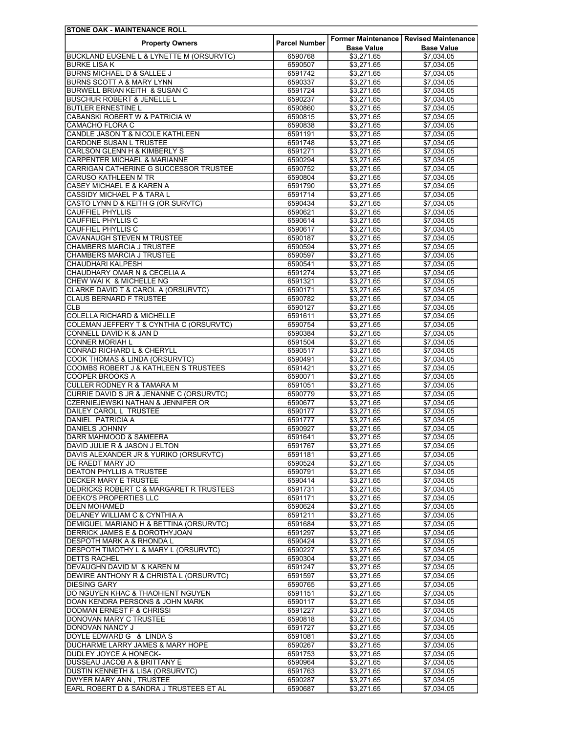| STONE OAK - MAINTENANCE ROLL | | | |
|---|---|---|---|
| **Property Owners** | **Parcel Number** | **Former Maintenance Base Value** | **Revised Maintenance Base Value** |
| BUCKLAND EUGENE L & LYNETTE M (ORSURVTC) | 6590768 | $3,271.65 | $7,034.05 |
| BURKE LISA K | 6590507 | $3,271.65 | $7,034.05 |
| BURNS MICHAEL D & SALLEE J | 6591742 | $3,271.65 | $7,034.05 |
| BURNS SCOTT A & MARY LYNN | 6590337 | $3,271.65 | $7,034.05 |
| BURWELL BRIAN KEITH & SUSAN C | 6591724 | $3,271.65 | $7,034.05 |
| BUSCHUR ROBERT & JENELLE L | 6590237 | $3,271.65 | $7,034.05 |
| BUTLER ERNESTINE L | 6590860 | $3,271.65 | $7,034.05 |
| CABANSKI ROBERT W & PATRICIA W | 6590815 | $3,271.65 | $7,034.05 |
| CAMACHO FLORA C | 6590838 | $3,271.65 | $7,034.05 |
| CANDLE JASON T & NICOLE KATHLEEN | 6591191 | $3,271.65 | $7,034.05 |
| CARDONE SUSAN L TRUSTEE | 6591748 | $3,271.65 | $7,034.05 |
| CARLSON GLENN H & KIMBERLY S | 6591271 | $3,271.65 | $7,034.05 |
| CARPENTER MICHAEL & MARIANNE | 6590294 | $3,271.65 | $7,034.05 |
| CARRIGAN CATHERINE G SUCCESSOR TRUSTEE | 6590752 | $3,271.65 | $7,034.05 |
| CARUSO KATHLEEN M TR | 6590804 | $3,271.65 | $7,034.05 |
| CASEY MICHAEL E & KAREN A | 6591790 | $3,271.65 | $7,034.05 |
| CASSIDY MICHAEL P & TARA L | 6591714 | $3,271.65 | $7,034.05 |
| CASTO LYNN D & KEITH G (OR SURVTC) | 6590434 | $3,271.65 | $7,034.05 |
| CAUFFIEL PHYLLIS | 6590621 | $3,271.65 | $7,034.05 |
| CAUFFIEL PHYLLIS C | 6590614 | $3,271.65 | $7,034.05 |
| CAUFFIEL PHYLLIS C | 6590617 | $3,271.65 | $7,034.05 |
| CAVANAUGH STEVEN M TRUSTEE | 6590187 | $3,271.65 | $7,034.05 |
| CHAMBERS MARCIA J TRUSTEE | 6590594 | $3,271.65 | $7,034.05 |
| CHAMBERS MARCIA J TRUSTEE | 6590597 | $3,271.65 | $7,034.05 |
| CHAUDHARI KALPESH | 6590541 | $3,271.65 | $7,034.05 |
| CHAUDHARY OMAR N & CECELIA A | 6591274 | $3,271.65 | $7,034.05 |
| CHEW WAI K & MICHELLE NG | 6591321 | $3,271.65 | $7,034.05 |
| CLARKE DAVID T & CAROL A (ORSURVTC) | 6590171 | $3,271.65 | $7,034.05 |
| CLAUS BERNARD F TRUSTEE | 6590782 | $3,271.65 | $7,034.05 |
| CLB | 6590127 | $3,271.65 | $7,034.05 |
| COLELLA RICHARD & MICHELLE | 6591611 | $3,271.65 | $7,034.05 |
| COLEMAN JEFFERY T & CYNTHIA C (ORSURVTC) | 6590754 | $3,271.65 | $7,034.05 |
| CONNELL DAVID K & JAN D | 6590384 | $3,271.65 | $7,034.05 |
| CONNER MORIAH L | 6591504 | $3,271.65 | $7,034.05 |
| CONRAD RICHARD L & CHERYLL | 6590517 | $3,271.65 | $7,034.05 |
| COOK THOMAS & LINDA (ORSURVTC) | 6590491 | $3,271.65 | $7,034.05 |
| COOMBS ROBERT J & KATHLEEN S TRUSTEES | 6591421 | $3,271.65 | $7,034.05 |
| COOPER BROOKS A | 6590071 | $3,271.65 | $7,034.05 |
| CULLER RODNEY R & TAMARA M | 6591051 | $3,271.65 | $7,034.05 |
| CURRIE DAVID S JR & JENANNE C (ORSURVTC) | 6590779 | $3,271.65 | $7,034.05 |
| CZERNIEJEWSKI NATHAN & JENNIFER OR | 6590677 | $3,271.65 | $7,034.05 |
| DAILEY CAROL L TRUSTEE | 6590177 | $3,271.65 | $7,034.05 |
| DANIEL PATRICIA A | 6591777 | $3,271.65 | $7,034.05 |
| DANIELS JOHNNY | 6590927 | $3,271.65 | $7,034.05 |
| DARR MAHMOOD & SAMEERA | 6591641 | $3,271.65 | $7,034.05 |
| DAVID JULIE R & JASON J ELTON | 6591767 | $3,271.65 | $7,034.05 |
| DAVIS ALEXANDER JR & YURIKO (ORSURVTC) | 6591181 | $3,271.65 | $7,034.05 |
| DE RAEDT MARY JO | 6590524 | $3,271.65 | $7,034.05 |
| DEATON PHYLLIS A TRUSTEE | 6590791 | $3,271.65 | $7,034.05 |
| DECKER MARY E TRUSTEE | 6590414 | $3,271.65 | $7,034.05 |
| DEDRICKS ROBERT C & MARGARET R TRUSTEES | 6591731 | $3,271.65 | $7,034.05 |
| DEEKO'S PROPERTIES LLC | 6591171 | $3,271.65 | $7,034.05 |
| DEEN MOHAMED | 6590624 | $3,271.65 | $7,034.05 |
| DELANEY WILLIAM C & CYNTHIA A | 6591211 | $3,271.65 | $7,034.05 |
| DEMIGUEL MARIANO H & BETTINA (ORSURVTC) | 6591684 | $3,271.65 | $7,034.05 |
| DERRICK JAMES E & DOROTHYJOAN | 6591297 | $3,271.65 | $7,034.05 |
| DESPOTH MARK A & RHONDA L | 6590424 | $3,271.65 | $7,034.05 |
| DESPOTH TIMOTHY L & MARY L (ORSURVTC) | 6590227 | $3,271.65 | $7,034.05 |
| DETTS RACHEL | 6590304 | $3,271.65 | $7,034.05 |
| DEVAUGHN DAVID M & KAREN M | 6591247 | $3,271.65 | $7,034.05 |
| DEWIRE ANTHONY R & CHRISTA L (ORSURVTC) | 6591597 | $3,271.65 | $7,034.05 |
| DIESING GARY | 6590765 | $3,271.65 | $7,034.05 |
| DO NGUYEN KHAC & THAOHIENT NGUYEN | 6591151 | $3,271.65 | $7,034.05 |
| DOAN KENDRA PERSONS & JOHN MARK | 6590117 | $3,271.65 | $7,034.05 |
| DODMAN ERNEST F & CHRISSI | 6591227 | $3,271.65 | $7,034.05 |
| DONOVAN MARY C TRUSTEE | 6590818 | $3,271.65 | $7,034.05 |
| DONOVAN NANCY J | 6591727 | $3,271.65 | $7,034.05 |
| DOYLE EDWARD G & LINDA S | 6591081 | $3,271.65 | $7,034.05 |
| DUCHARME LARRY JAMES & MARY HOPE | 6590267 | $3,271.65 | $7,034.05 |
| DUDLEY JOYCE A HONECK- | 6591753 | $3,271.65 | $7,034.05 |
| DUSSEAU JACOB A & BRITTANY E | 6590964 | $3,271.65 | $7,034.05 |
| DUSTIN KENNETH & LISA (ORSURVTC) | 6591763 | $3,271.65 | $7,034.05 |
| DWYER MARY ANN , TRUSTEE | 6590287 | $3,271.65 | $7,034.05 |
| EARL ROBERT D & SANDRA J TRUSTEES ET AL | 6590687 | $3,271.65 | $7,034.05 |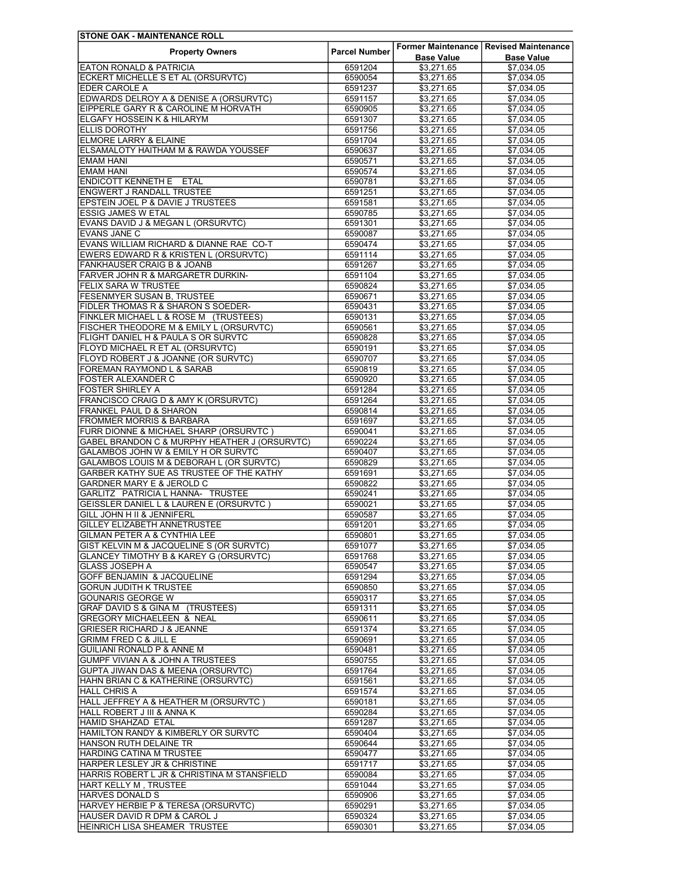| STONE OAK - MAINTENANCE ROLL | | | |
|---|---|---|---|
| **Property Owners** | **Parcel Number** | **Former Maintenance Base Value** | **Revised Maintenance Base Value** |
| EATON RONALD & PATRICIA | 6591204 | $3,271.65 | $7,034.05 |
| ECKERT MICHELLE S ET AL (ORSURVTC) | 6590054 | $3,271.65 | $7,034.05 |
| EDER CAROLE A | 6591237 | $3,271.65 | $7,034.05 |
| EDWARDS DELROY A & DENISE A (ORSURVTC) | 6591157 | $3,271.65 | $7,034.05 |
| EIPPERLE GARY R & CAROLINE M HORVATH | 6590905 | $3,271.65 | $7,034.05 |
| ELGAFY HOSSEIN K & HILARYM | 6591307 | $3,271.65 | $7,034.05 |
| ELLIS DOROTHY | 6591756 | $3,271.65 | $7,034.05 |
| ELMORE LARRY & ELAINE | 6591704 | $3,271.65 | $7,034.05 |
| ELSAMALOTY HAITHAM M & RAWDA YOUSSEF | 6590637 | $3,271.65 | $7,034.05 |
| EMAM HANI | 6590571 | $3,271.65 | $7,034.05 |
| EMAM HANI | 6590574 | $3,271.65 | $7,034.05 |
| ENDICOTT KENNETH E ETAL | 6590781 | $3,271.65 | $7,034.05 |
| ENGWERT J RANDALL TRUSTEE | 6591251 | $3,271.65 | $7,034.05 |
| EPSTEIN JOEL P & DAVIE J TRUSTEES | 6591581 | $3,271.65 | $7,034.05 |
| ESSIG JAMES W ETAL | 6590785 | $3,271.65 | $7,034.05 |
| EVANS DAVID J & MEGAN L (ORSURVTC) | 6591301 | $3,271.65 | $7,034.05 |
| EVANS JANE C | 6590087 | $3,271.65 | $7,034.05 |
| EVANS WILLIAM RICHARD & DIANNE RAE CO-T | 6590474 | $3,271.65 | $7,034.05 |
| EWERS EDWARD R & KRISTEN L (ORSURVTC) | 6591114 | $3,271.65 | $7,034.05 |
| FANKHAUSER CRAIG B & JOANB | 6591267 | $3,271.65 | $7,034.05 |
| FARVER JOHN R & MARGARETR DURKIN- | 6591104 | $3,271.65 | $7,034.05 |
| FELIX SARA W TRUSTEE | 6590824 | $3,271.65 | $7,034.05 |
| FESENMYER SUSAN B, TRUSTEE | 6590671 | $3,271.65 | $7,034.05 |
| FIDLER THOMAS R & SHARON S SOEDER- | 6590431 | $3,271.65 | $7,034.05 |
| FINKLER MICHAEL L & ROSE M (TRUSTEES) | 6590131 | $3,271.65 | $7,034.05 |
| FISCHER THEODORE M & EMILY L (ORSURVTC) | 6590561 | $3,271.65 | $7,034.05 |
| FLIGHT DANIEL H & PAULA S OR SURVTC | 6590828 | $3,271.65 | $7,034.05 |
| FLOYD MICHAEL R ET AL (ORSURVTC) | 6590191 | $3,271.65 | $7,034.05 |
| FLOYD ROBERT J & JOANNE (OR SURVTC) | 6590707 | $3,271.65 | $7,034.05 |
| FOREMAN RAYMOND L & SARAB | 6590819 | $3,271.65 | $7,034.05 |
| FOSTER ALEXANDER C | 6590920 | $3,271.65 | $7,034.05 |
| FOSTER SHIRLEY A | 6591284 | $3,271.65 | $7,034.05 |
| FRANCISCO CRAIG D & AMY K (ORSURVTC) | 6591264 | $3,271.65 | $7,034.05 |
| FRANKEL PAUL D & SHARON | 6590814 | $3,271.65 | $7,034.05 |
| FROMMER MORRIS & BARBARA | 6591697 | $3,271.65 | $7,034.05 |
| FURR DIONNE & MICHAEL SHARP (ORSURVTC ) | 6590041 | $3,271.65 | $7,034.05 |
| GABEL BRANDON C & MURPHY HEATHER J (ORSURVTC) | 6590224 | $3,271.65 | $7,034.05 |
| GALAMBOS JOHN W & EMILY H OR SURVTC | 6590407 | $3,271.65 | $7,034.05 |
| GALAMBOS LOUIS M & DEBORAH L (OR SURVTC) | 6590829 | $3,271.65 | $7,034.05 |
| GARBER KATHY SUE AS TRUSTEE OF THE KATHY | 6591691 | $3,271.65 | $7,034.05 |
| GARDNER MARY E & JEROLD C | 6590822 | $3,271.65 | $7,034.05 |
| GARLITZ PATRICIA L HANNA- TRUSTEE | 6590241 | $3,271.65 | $7,034.05 |
| GEISSLER DANIEL L & LAUREN E (ORSURVTC ) | 6590021 | $3,271.65 | $7,034.05 |
| GILL JOHN H II & JENNIFERL | 6590587 | $3,271.65 | $7,034.05 |
| GILLEY ELIZABETH ANNETRUSTEE | 6591201 | $3,271.65 | $7,034.05 |
| GILMAN PETER A & CYNTHIA LEE | 6590801 | $3,271.65 | $7,034.05 |
| GIST KELVIN M & JACQUELINE S (OR SURVTC) | 6591077 | $3,271.65 | $7,034.05 |
| GLANCEY TIMOTHY B & KAREY G (ORSURVTC) | 6591768 | $3,271.65 | $7,034.05 |
| GLASS JOSEPH A | 6590547 | $3,271.65 | $7,034.05 |
| GOFF BENJAMIN & JACQUELINE | 6591294 | $3,271.65 | $7,034.05 |
| GORUN JUDITH K TRUSTEE | 6590850 | $3,271.65 | $7,034.05 |
| GOUNARIS GEORGE W | 6590317 | $3,271.65 | $7,034.05 |
| GRAF DAVID S & GINA M (TRUSTEES) | 6591311 | $3,271.65 | $7,034.05 |
| GREGORY MICHAELEEN & NEAL | 6590611 | $3,271.65 | $7,034.05 |
| GRIESER RICHARD J & JEANNE | 6591374 | $3,271.65 | $7,034.05 |
| GRIMM FRED C & JILL E | 6590691 | $3,271.65 | $7,034.05 |
| GUILIANI RONALD P & ANNE M | 6590481 | $3,271.65 | $7,034.05 |
| GUMPF VIVIAN A & JOHN A TRUSTEES | 6590755 | $3,271.65 | $7,034.05 |
| GUPTA JIWAN DAS & MEENA (ORSURVTC) | 6591764 | $3,271.65 | $7,034.05 |
| HAHN BRIAN C & KATHERINE (ORSURVTC) | 6591561 | $3,271.65 | $7,034.05 |
| HALL CHRIS A | 6591574 | $3,271.65 | $7,034.05 |
| HALL JEFFREY A & HEATHER M (ORSURVTC ) | 6590181 | $3,271.65 | $7,034.05 |
| HALL ROBERT J III & ANNA K | 6590284 | $3,271.65 | $7,034.05 |
| HAMID SHAHZAD ETAL | 6591287 | $3,271.65 | $7,034.05 |
| HAMILTON RANDY & KIMBERLY OR SURVTC | 6590404 | $3,271.65 | $7,034.05 |
| HANSON RUTH DELAINE TR | 6590644 | $3,271.65 | $7,034.05 |
| HARDING CATINA M TRUSTEE | 6590477 | $3,271.65 | $7,034.05 |
| HARPER LESLEY JR & CHRISTINE | 6591717 | $3,271.65 | $7,034.05 |
| HARRIS ROBERT L JR & CHRISTINA M STANSFIELD | 6590084 | $3,271.65 | $7,034.05 |
| HART KELLY M , TRUSTEE | 6591044 | $3,271.65 | $7,034.05 |
| HARVES DONALD S | 6590906 | $3,271.65 | $7,034.05 |
| HARVEY HERBIE P & TERESA (ORSURVTC) | 6590291 | $3,271.65 | $7,034.05 |
| HAUSER DAVID R DPM & CAROL J | 6590324 | $3,271.65 | $7,034.05 |
| HEINRICH LISA SHEAMER TRUSTEE | 6590301 | $3,271.65 | $7,034.05 |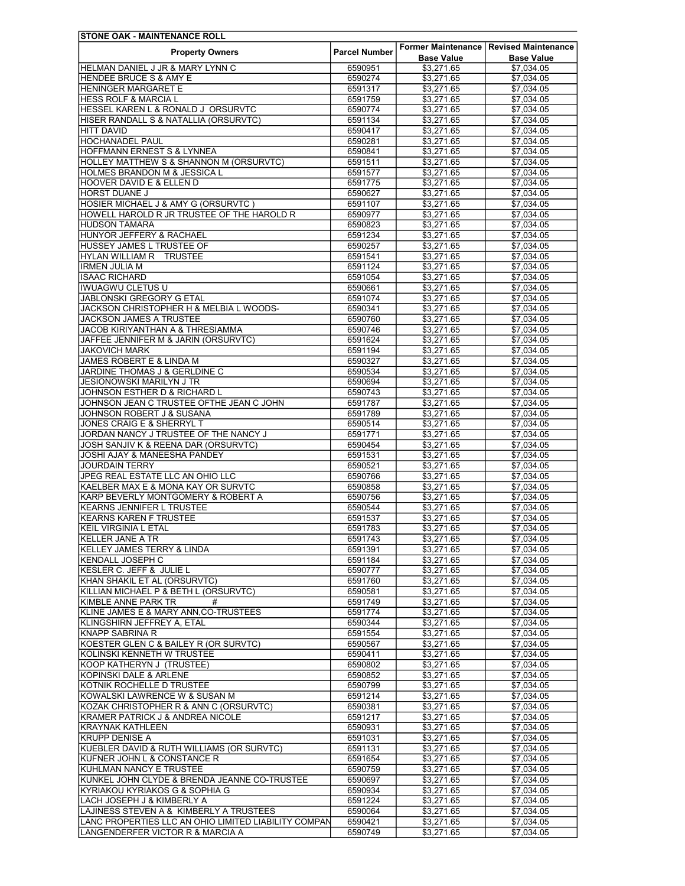| STONE OAK - MAINTENANCE ROLL | | | |
|---|---|---|---|
| **Property Owners** | **Parcel Number** | **Former Maintenance Base Value** | **Revised Maintenance Base Value** |
| HELMAN DANIEL J JR & MARY LYNN C | 6590951 | $3,271.65 | $7,034.05 |
| HENDEE BRUCE S & AMY E | 6590274 | $3,271.65 | $7,034.05 |
| HENINGER MARGARET E | 6591317 | $3,271.65 | $7,034.05 |
| HESS ROLF & MARCIA L | 6591759 | $3,271.65 | $7,034.05 |
| HESSEL KAREN L & RONALD J ORSURVTC | 6590774 | $3,271.65 | $7,034.05 |
| HISER RANDALL S & NATALLIA (ORSURVTC) | 6591134 | $3,271.65 | $7,034.05 |
| HITT DAVID | 6590417 | $3,271.65 | $7,034.05 |
| HOCHANADEL PAUL | 6590281 | $3,271.65 | $7,034.05 |
| HOFFMANN ERNEST S & LYNNEA | 6590841 | $3,271.65 | $7,034.05 |
| HOLLEY MATTHEW S & SHANNON M (ORSURVTC) | 6591511 | $3,271.65 | $7,034.05 |
| HOLMES BRANDON M & JESSICA L | 6591577 | $3,271.65 | $7,034.05 |
| HOOVER DAVID E & ELLEN D | 6591775 | $3,271.65 | $7,034.05 |
| HORST DUANE J | 6590627 | $3,271.65 | $7,034.05 |
| HOSIER MICHAEL J & AMY G (ORSURVTC ) | 6591107 | $3,271.65 | $7,034.05 |
| HOWELL HAROLD R JR TRUSTEE OF THE HAROLD R | 6590977 | $3,271.65 | $7,034.05 |
| HUDSON TAMARA | 6590823 | $3,271.65 | $7,034.05 |
| HUNYOR JEFFERY & RACHAEL | 6591234 | $3,271.65 | $7,034.05 |
| HUSSEY JAMES L TRUSTEE OF | 6590257 | $3,271.65 | $7,034.05 |
| HYLAN WILLIAM R TRUSTEE | 6591541 | $3,271.65 | $7,034.05 |
| IRMEN JULIA M | 6591124 | $3,271.65 | $7,034.05 |
| ISAAC RICHARD | 6591054 | $3,271.65 | $7,034.05 |
| IWUAGWU CLETUS U | 6590661 | $3,271.65 | $7,034.05 |
| JABLONSKI GREGORY G ETAL | 6591074 | $3,271.65 | $7,034.05 |
| JACKSON CHRISTOPHER H & MELBIA L WOODS- | 6590341 | $3,271.65 | $7,034.05 |
| JACKSON JAMES A TRUSTEE | 6590760 | $3,271.65 | $7,034.05 |
| JACOB KIRIYANTHAN A & THRESIAMMA | 6590746 | $3,271.65 | $7,034.05 |
| JAFFEE JENNIFER M & JARIN (ORSURVTC) | 6591624 | $3,271.65 | $7,034.05 |
| JAKOVICH MARK | 6591194 | $3,271.65 | $7,034.05 |
| JAMES ROBERT E & LINDA M | 6590327 | $3,271.65 | $7,034.05 |
| JARDINE THOMAS J & GERLDINE C | 6590534 | $3,271.65 | $7,034.05 |
| JESIONOWSKI MARILYN J TR | 6590694 | $3,271.65 | $7,034.05 |
| JOHNSON ESTHER D & RICHARD L | 6590743 | $3,271.65 | $7,034.05 |
| JOHNSON JEAN C TRUSTEE OFTHE JEAN C JOHN | 6591787 | $3,271.65 | $7,034.05 |
| JOHNSON ROBERT J & SUSANA | 6591789 | $3,271.65 | $7,034.05 |
| JONES CRAIG E & SHERRYL T | 6590514 | $3,271.65 | $7,034.05 |
| JORDAN NANCY J TRUSTEE OF THE NANCY J | 6591771 | $3,271.65 | $7,034.05 |
| JOSH SANJIV K & REENA DAR (ORSURVTC) | 6590454 | $3,271.65 | $7,034.05 |
| JOSHI AJAY & MANEESHA PANDEY | 6591531 | $3,271.65 | $7,034.05 |
| JOURDAIN TERRY | 6590521 | $3,271.65 | $7,034.05 |
| JPEG REAL ESTATE LLC AN OHIO LLC | 6590766 | $3,271.65 | $7,034.05 |
| KAELBER MAX E & MONA KAY OR SURVTC | 6590858 | $3,271.65 | $7,034.05 |
| KARP BEVERLY MONTGOMERY & ROBERT A | 6590756 | $3,271.65 | $7,034.05 |
| KEARNS JENNIFER L TRUSTEE | 6590544 | $3,271.65 | $7,034.05 |
| KEARNS KAREN F TRUSTEE | 6591537 | $3,271.65 | $7,034.05 |
| KEIL VIRGINIA L ETAL | 6591783 | $3,271.65 | $7,034.05 |
| KELLER JANE A TR | 6591743 | $3,271.65 | $7,034.05 |
| KELLEY JAMES TERRY & LINDA | 6591391 | $3,271.65 | $7,034.05 |
| KENDALL JOSEPH C | 6591184 | $3,271.65 | $7,034.05 |
| KESLER C. JEFF & JULIE L | 6590777 | $3,271.65 | $7,034.05 |
| KHAN SHAKIL ET AL (ORSURVTC) | 6591760 | $3,271.65 | $7,034.05 |
| KILLIAN MICHAEL P & BETH L (ORSURVTC) | 6590581 | $3,271.65 | $7,034.05 |
| KIMBLE ANNE PARK TR # | 6591749 | $3,271.65 | $7,034.05 |
| KLINE JAMES E & MARY ANN,CO-TRUSTEES | 6591774 | $3,271.65 | $7,034.05 |
| KLINGSHIRN JEFFREY A, ETAL | 6590344 | $3,271.65 | $7,034.05 |
| KNAPP SABRINA R | 6591554 | $3,271.65 | $7,034.05 |
| KOESTER GLEN C & BAILEY R (OR SURVTC) | 6590567 | $3,271.65 | $7,034.05 |
| KOLINSKI KENNETH W TRUSTEE | 6590411 | $3,271.65 | $7,034.05 |
| KOOP KATHERYN J (TRUSTEE) | 6590802 | $3,271.65 | $7,034.05 |
| KOPINSKI DALE & ARLENE | 6590852 | $3,271.65 | $7,034.05 |
| KOTNIK ROCHELLE D TRUSTEE | 6590799 | $3,271.65 | $7,034.05 |
| KOWALSKI LAWRENCE W & SUSAN M | 6591214 | $3,271.65 | $7,034.05 |
| KOZAK CHRISTOPHER R & ANN C (ORSURVTC) | 6590381 | $3,271.65 | $7,034.05 |
| KRAMER PATRICK J & ANDREA NICOLE | 6591217 | $3,271.65 | $7,034.05 |
| KRAYNAK KATHLEEN | 6590931 | $3,271.65 | $7,034.05 |
| KRUPP DENISE A | 6591031 | $3,271.65 | $7,034.05 |
| KUEBLER DAVID & RUTH WILLIAMS (OR SURVTC) | 6591131 | $3,271.65 | $7,034.05 |
| KUFNER JOHN L & CONSTANCE R | 6591654 | $3,271.65 | $7,034.05 |
| KUHLMAN NANCY E TRUSTEE | 6590759 | $3,271.65 | $7,034.05 |
| KUNKEL JOHN CLYDE & BRENDA JEANNE CO-TRUSTEE | 6590697 | $3,271.65 | $7,034.05 |
| KYRIAKOU KYRIAKOS G & SOPHIA G | 6590934 | $3,271.65 | $7,034.05 |
| LACH JOSEPH J & KIMBERLY A | 6591224 | $3,271.65 | $7,034.05 |
| LAJINESS STEVEN A & KIMBERLY A TRUSTEES | 6590064 | $3,271.65 | $7,034.05 |
| LANC PROPERTIES LLC AN OHIO LIMITED LIABILITY COMPAN | 6590421 | $3,271.65 | $7,034.05 |
| LANGENDERFER VICTOR R & MARCIA A | 6590749 | $3,271.65 | $7,034.05 |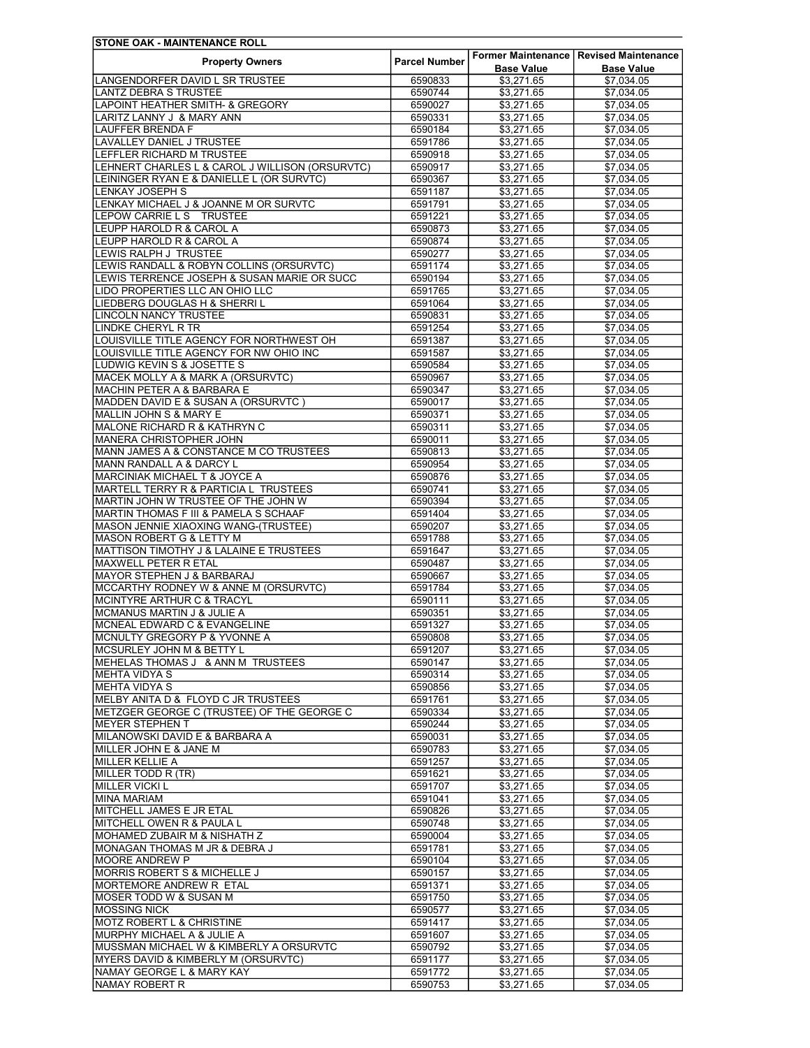| STONE OAK - MAINTENANCE ROLL | | | |
|---|---|---|---|
| **Property Owners** | **Parcel Number** | **Former Maintenance Base Value** | **Revised Maintenance Base Value** |
| LANGENDORFER DAVID L SR TRUSTEE | 6590833 | $3,271.65 | $7,034.05 |
| LANTZ DEBRA S TRUSTEE | 6590744 | $3,271.65 | $7,034.05 |
| LAPOINT HEATHER SMITH- & GREGORY | 6590027 | $3,271.65 | $7,034.05 |
| LARITZ LANNY J & MARY ANN | 6590331 | $3,271.65 | $7,034.05 |
| LAUFFER BRENDA F | 6590184 | $3,271.65 | $7,034.05 |
| LAVALLEY DANIEL J TRUSTEE | 6591786 | $3,271.65 | $7,034.05 |
| LEFFLER RICHARD M TRUSTEE | 6590918 | $3,271.65 | $7,034.05 |
| LEHNERT CHARLES L & CAROL J WILLISON (ORSURVTC) | 6590917 | $3,271.65 | $7,034.05 |
| LEININGER RYAN E & DANIELLE L (OR SURVTC) | 6590367 | $3,271.65 | $7,034.05 |
| LENKAY JOSEPH S | 6591187 | $3,271.65 | $7,034.05 |
| LENKAY MICHAEL J & JOANNE M OR SURVTC | 6591791 | $3,271.65 | $7,034.05 |
| LEPOW CARRIE L S TRUSTEE | 6591221 | $3,271.65 | $7,034.05 |
| LEUPP HAROLD R & CAROL A | 6590873 | $3,271.65 | $7,034.05 |
| LEUPP HAROLD R & CAROL A | 6590874 | $3,271.65 | $7,034.05 |
| LEWIS RALPH J TRUSTEE | 6590277 | $3,271.65 | $7,034.05 |
| LEWIS RANDALL & ROBYN COLLINS (ORSURVTC) | 6591174 | $3,271.65 | $7,034.05 |
| LEWIS TERRENCE JOSEPH & SUSAN MARIE OR SUCC | 6590194 | $3,271.65 | $7,034.05 |
| LIDO PROPERTIES LLC AN OHIO LLC | 6591765 | $3,271.65 | $7,034.05 |
| LIEDBERG DOUGLAS H & SHERRI L | 6591064 | $3,271.65 | $7,034.05 |
| LINCOLN NANCY TRUSTEE | 6590831 | $3,271.65 | $7,034.05 |
| LINDKE CHERYL R TR | 6591254 | $3,271.65 | $7,034.05 |
| LOUISVILLE TITLE AGENCY FOR NORTHWEST OH | 6591387 | $3,271.65 | $7,034.05 |
| LOUISVILLE TITLE AGENCY FOR NW OHIO INC | 6591587 | $3,271.65 | $7,034.05 |
| LUDWIG KEVIN S & JOSETTE S | 6590584 | $3,271.65 | $7,034.05 |
| MACEK MOLLY A & MARK A (ORSURVTC) | 6590967 | $3,271.65 | $7,034.05 |
| MACHIN PETER A & BARBARA E | 6590347 | $3,271.65 | $7,034.05 |
| MADDEN DAVID E & SUSAN A (ORSURVTC ) | 6590017 | $3,271.65 | $7,034.05 |
| MALLIN JOHN S & MARY E | 6590371 | $3,271.65 | $7,034.05 |
| MALONE RICHARD R & KATHRYN C | 6590311 | $3,271.65 | $7,034.05 |
| MANERA CHRISTOPHER JOHN | 6590011 | $3,271.65 | $7,034.05 |
| MANN JAMES A & CONSTANCE M CO TRUSTEES | 6590813 | $3,271.65 | $7,034.05 |
| MANN RANDALL A & DARCY L | 6590954 | $3,271.65 | $7,034.05 |
| MARCINIAK MICHAEL T & JOYCE A | 6590876 | $3,271.65 | $7,034.05 |
| MARTELL TERRY R & PARTICIA L TRUSTEES | 6590741 | $3,271.65 | $7,034.05 |
| MARTIN JOHN W TRUSTEE OF THE JOHN W | 6590394 | $3,271.65 | $7,034.05 |
| MARTIN THOMAS F III & PAMELA S SCHAAF | 6591404 | $3,271.65 | $7,034.05 |
| MASON JENNIE XIAOXING WANG-(TRUSTEE) | 6590207 | $3,271.65 | $7,034.05 |
| MASON ROBERT G & LETTY M | 6591788 | $3,271.65 | $7,034.05 |
| MATTISON TIMOTHY J & LALAINE E TRUSTEES | 6591647 | $3,271.65 | $7,034.05 |
| MAXWELL PETER R ETAL | 6590487 | $3,271.65 | $7,034.05 |
| MAYOR STEPHEN J & BARBARAJ | 6590667 | $3,271.65 | $7,034.05 |
| MCCARTHY RODNEY W & ANNE M (ORSURVTC) | 6591784 | $3,271.65 | $7,034.05 |
| MCINTYRE ARTHUR C & TRACYL | 6590111 | $3,271.65 | $7,034.05 |
| MCMANUS MARTIN J & JULIE A | 6590351 | $3,271.65 | $7,034.05 |
| MCNEAL EDWARD C & EVANGELINE | 6591327 | $3,271.65 | $7,034.05 |
| MCNULTY GREGORY P & YVONNE A | 6590808 | $3,271.65 | $7,034.05 |
| MCSURLEY JOHN M & BETTY L | 6591207 | $3,271.65 | $7,034.05 |
| MEHELAS THOMAS J & ANN M TRUSTEES | 6590147 | $3,271.65 | $7,034.05 |
| MEHTA VIDYA S | 6590314 | $3,271.65 | $7,034.05 |
| MEHTA VIDYA S | 6590856 | $3,271.65 | $7,034.05 |
| MELBY ANITA D & FLOYD C JR TRUSTEES | 6591761 | $3,271.65 | $7,034.05 |
| METZGER GEORGE C (TRUSTEE) OF THE GEORGE C | 6590334 | $3,271.65 | $7,034.05 |
| MEYER STEPHEN T | 6590244 | $3,271.65 | $7,034.05 |
| MILANOWSKI DAVID E & BARBARA A | 6590031 | $3,271.65 | $7,034.05 |
| MILLER JOHN E & JANE M | 6590783 | $3,271.65 | $7,034.05 |
| MILLER KELLIE A | 6591257 | $3,271.65 | $7,034.05 |
| MILLER TODD R (TR) | 6591621 | $3,271.65 | $7,034.05 |
| MILLER VICKI L | 6591707 | $3,271.65 | $7,034.05 |
| MINA MARIAM | 6591041 | $3,271.65 | $7,034.05 |
| MITCHELL JAMES E JR ETAL | 6590826 | $3,271.65 | $7,034.05 |
| MITCHELL OWEN R & PAULA L | 6590748 | $3,271.65 | $7,034.05 |
| MOHAMED ZUBAIR M & NISHATH Z | 6590004 | $3,271.65 | $7,034.05 |
| MONAGAN THOMAS M JR & DEBRA J | 6591781 | $3,271.65 | $7,034.05 |
| MOORE ANDREW P | 6590104 | $3,271.65 | $7,034.05 |
| MORRIS ROBERT S & MICHELLE J | 6590157 | $3,271.65 | $7,034.05 |
| MORTEMORE ANDREW R ETAL | 6591371 | $3,271.65 | $7,034.05 |
| MOSER TODD W & SUSAN M | 6591750 | $3,271.65 | $7,034.05 |
| MOSSING NICK | 6590577 | $3,271.65 | $7,034.05 |
| MOTZ ROBERT L & CHRISTINE | 6591417 | $3,271.65 | $7,034.05 |
| MURPHY MICHAEL A & JULIE A | 6591607 | $3,271.65 | $7,034.05 |
| MUSSMAN MICHAEL W & KIMBERLY A ORSURVTC | 6590792 | $3,271.65 | $7,034.05 |
| MYERS DAVID & KIMBERLY M (ORSURVTC) | 6591177 | $3,271.65 | $7,034.05 |
| NAMAY GEORGE L & MARY KAY | 6591772 | $3,271.65 | $7,034.05 |
| NAMAY ROBERT R | 6590753 | $3,271.65 | $7,034.05 |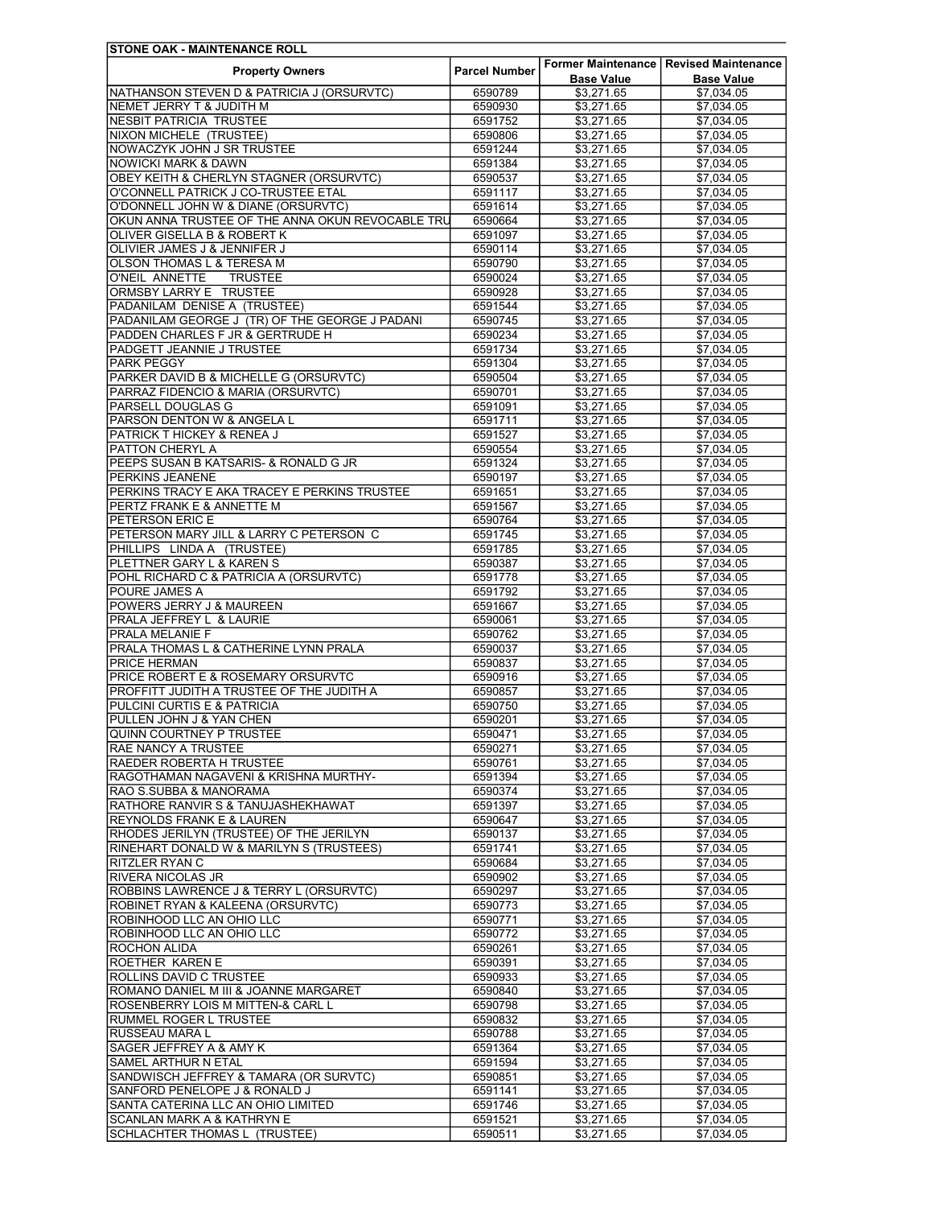| STONE OAK - MAINTENANCE ROLL | | | |
|---|---|---|---|
| **Property Owners** | **Parcel Number** | **Former Maintenance Base Value** | **Revised Maintenance Base Value** |
| NATHANSON STEVEN D & PATRICIA J (ORSURVTC) | 6590789 | $3,271.65 | $7,034.05 |
| NEMET JERRY T & JUDITH M | 6590930 | $3,271.65 | $7,034.05 |
| NESBIT PATRICIA TRUSTEE | 6591752 | $3,271.65 | $7,034.05 |
| NIXON MICHELE (TRUSTEE) | 6590806 | $3,271.65 | $7,034.05 |
| NOWACZYK JOHN J SR TRUSTEE | 6591244 | $3,271.65 | $7,034.05 |
| NOWICKI MARK & DAWN | 6591384 | $3,271.65 | $7,034.05 |
| OBEY KEITH & CHERLYN STAGNER (ORSURVTC) | 6590537 | $3,271.65 | $7,034.05 |
| O'CONNELL PATRICK J CO-TRUSTEE ETAL | 6591117 | $3,271.65 | $7,034.05 |
| O'DONNELL JOHN W & DIANE (ORSURVTC) | 6591614 | $3,271.65 | $7,034.05 |
| OKUN ANNA TRUSTEE OF THE ANNA OKUN REVOCABLE TRU | 6590664 | $3,271.65 | $7,034.05 |
| OLIVER GISELLA B & ROBERT K | 6591097 | $3,271.65 | $7,034.05 |
| OLIVIER JAMES J & JENNIFER J | 6590114 | $3,271.65 | $7,034.05 |
| OLSON THOMAS L & TERESA M | 6590790 | $3,271.65 | $7,034.05 |
| O'NEIL ANNETTE TRUSTEE | 6590024 | $3,271.65 | $7,034.05 |
| ORMSBY LARRY E TRUSTEE | 6590928 | $3,271.65 | $7,034.05 |
| PADANILAM DENISE A (TRUSTEE) | 6591544 | $3,271.65 | $7,034.05 |
| PADANILAM GEORGE J (TR) OF THE GEORGE J PADANI | 6590745 | $3,271.65 | $7,034.05 |
| PADDEN CHARLES F JR & GERTRUDE H | 6590234 | $3,271.65 | $7,034.05 |
| PADGETT JEANNIE J TRUSTEE | 6591734 | $3,271.65 | $7,034.05 |
| PARK PEGGY | 6591304 | $3,271.65 | $7,034.05 |
| PARKER DAVID B & MICHELLE G (ORSURVTC) | 6590504 | $3,271.65 | $7,034.05 |
| PARRAZ FIDENCIO & MARIA (ORSURVTC) | 6590701 | $3,271.65 | $7,034.05 |
| PARSELL DOUGLAS G | 6591091 | $3,271.65 | $7,034.05 |
| PARSON DENTON W & ANGELA L | 6591711 | $3,271.65 | $7,034.05 |
| PATRICK T HICKEY & RENEA J | 6591527 | $3,271.65 | $7,034.05 |
| PATTON CHERYL A | 6590554 | $3,271.65 | $7,034.05 |
| PEEPS SUSAN B KATSARIS- & RONALD G JR | 6591324 | $3,271.65 | $7,034.05 |
| PERKINS JEANENE | 6590197 | $3,271.65 | $7,034.05 |
| PERKINS TRACY E AKA TRACEY E PERKINS TRUSTEE | 6591651 | $3,271.65 | $7,034.05 |
| PERTZ FRANK E & ANNETTE M | 6591567 | $3,271.65 | $7,034.05 |
| PETERSON ERIC E | 6590764 | $3,271.65 | $7,034.05 |
| PETERSON MARY JILL & LARRY C PETERSON C | 6591745 | $3,271.65 | $7,034.05 |
| PHILLIPS LINDA A (TRUSTEE) | 6591785 | $3,271.65 | $7,034.05 |
| PLETTNER GARY L & KAREN S | 6590387 | $3,271.65 | $7,034.05 |
| POHL RICHARD C & PATRICIA A (ORSURVTC) | 6591778 | $3,271.65 | $7,034.05 |
| POURE JAMES A | 6591792 | $3,271.65 | $7,034.05 |
| POWERS JERRY J & MAUREEN | 6591667 | $3,271.65 | $7,034.05 |
| PRALA JEFFREY L & LAURIE | 6590061 | $3,271.65 | $7,034.05 |
| PRALA MELANIE F | 6590762 | $3,271.65 | $7,034.05 |
| PRALA THOMAS L & CATHERINE LYNN PRALA | 6590037 | $3,271.65 | $7,034.05 |
| PRICE HERMAN | 6590837 | $3,271.65 | $7,034.05 |
| PRICE ROBERT E & ROSEMARY ORSURVTC | 6590916 | $3,271.65 | $7,034.05 |
| PROFFITT JUDITH A TRUSTEE OF THE JUDITH A | 6590857 | $3,271.65 | $7,034.05 |
| PULCINI CURTIS E & PATRICIA | 6590750 | $3,271.65 | $7,034.05 |
| PULLEN JOHN J & YAN CHEN | 6590201 | $3,271.65 | $7,034.05 |
| QUINN COURTNEY P TRUSTEE | 6590471 | $3,271.65 | $7,034.05 |
| RAE NANCY A TRUSTEE | 6590271 | $3,271.65 | $7,034.05 |
| RAEDER ROBERTA H TRUSTEE | 6590761 | $3,271.65 | $7,034.05 |
| RAGOTHAMAN NAGAVENI & KRISHNA MURTHY- | 6591394 | $3,271.65 | $7,034.05 |
| RAO S.SUBBA & MANORAMA | 6590374 | $3,271.65 | $7,034.05 |
| RATHORE RANVIR S & TANUJASHEKHAWAT | 6591397 | $3,271.65 | $7,034.05 |
| REYNOLDS FRANK E & LAUREN | 6590647 | $3,271.65 | $7,034.05 |
| RHODES JERILYN (TRUSTEE) OF THE JERILYN | 6590137 | $3,271.65 | $7,034.05 |
| RINEHART DONALD W & MARILYN S (TRUSTEES) | 6591741 | $3,271.65 | $7,034.05 |
| RITZLER RYAN C | 6590684 | $3,271.65 | $7,034.05 |
| RIVERA NICOLAS JR | 6590902 | $3,271.65 | $7,034.05 |
| ROBBINS LAWRENCE J & TERRY L (ORSURVTC) | 6590297 | $3,271.65 | $7,034.05 |
| ROBINET RYAN & KALEENA (ORSURVTC) | 6590773 | $3,271.65 | $7,034.05 |
| ROBINHOOD LLC AN OHIO LLC | 6590771 | $3,271.65 | $7,034.05 |
| ROBINHOOD LLC AN OHIO LLC | 6590772 | $3,271.65 | $7,034.05 |
| ROCHON ALIDA | 6590261 | $3,271.65 | $7,034.05 |
| ROETHER KAREN E | 6590391 | $3,271.65 | $7,034.05 |
| ROLLINS DAVID C TRUSTEE | 6590933 | $3,271.65 | $7,034.05 |
| ROMANO DANIEL M III & JOANNE MARGARET | 6590840 | $3,271.65 | $7,034.05 |
| ROSENBERRY LOIS M MITTEN-& CARL L | 6590798 | $3,271.65 | $7,034.05 |
| RUMMEL ROGER L TRUSTEE | 6590832 | $3,271.65 | $7,034.05 |
| RUSSEAU MARA L | 6590788 | $3,271.65 | $7,034.05 |
| SAGER JEFFREY A & AMY K | 6591364 | $3,271.65 | $7,034.05 |
| SAMEL ARTHUR N ETAL | 6591594 | $3,271.65 | $7,034.05 |
| SANDWISCH JEFFREY & TAMARA (OR SURVTC) | 6590851 | $3,271.65 | $7,034.05 |
| SANFORD PENELOPE J & RONALD J | 6591141 | $3,271.65 | $7,034.05 |
| SANTA CATERINA LLC AN OHIO LIMITED | 6591746 | $3,271.65 | $7,034.05 |
| SCANLAN MARK A & KATHRYN E | 6591521 | $3,271.65 | $7,034.05 |
| SCHLACHTER THOMAS L (TRUSTEE) | 6590511 | $3,271.65 | $7,034.05 |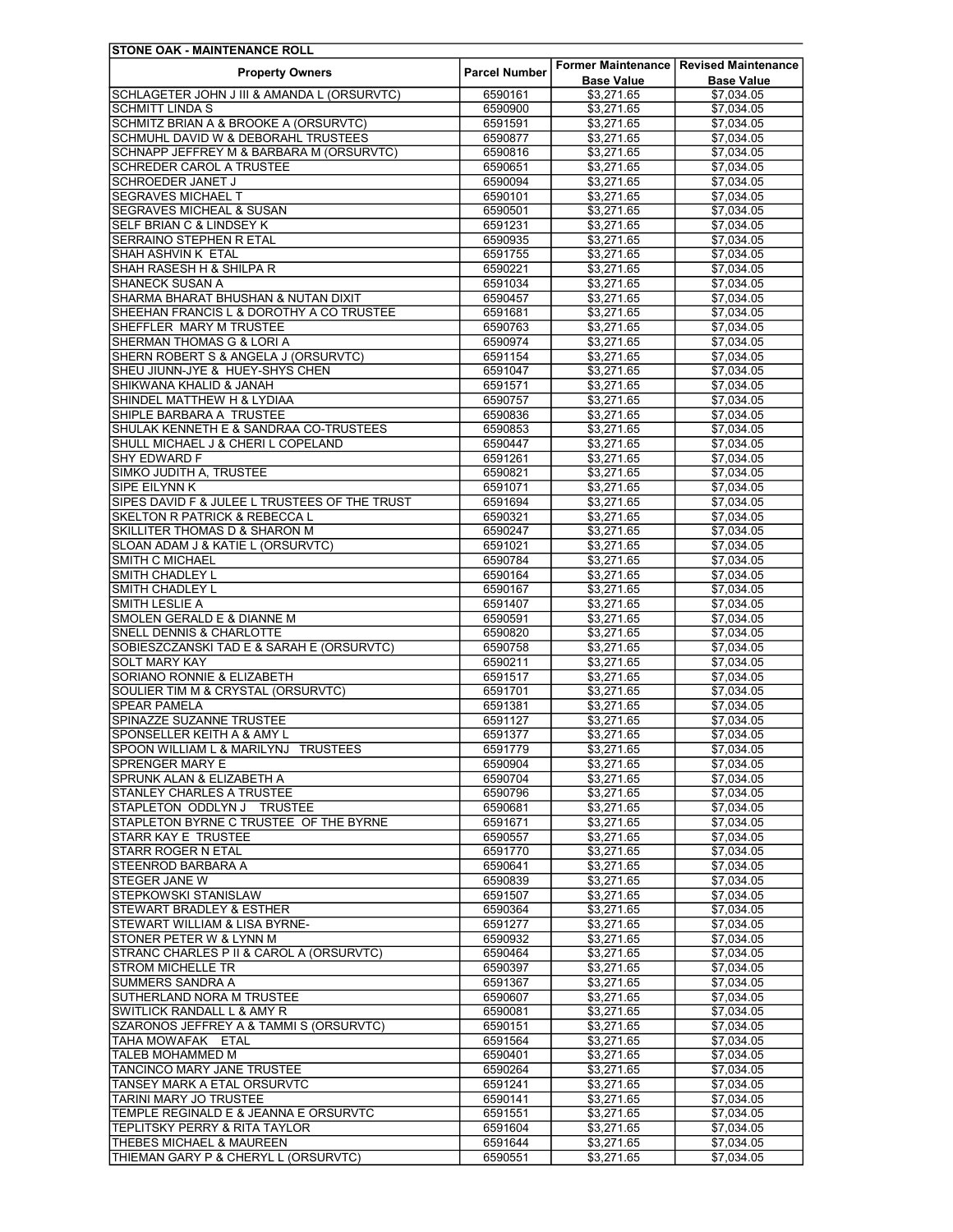| STONE OAK - MAINTENANCE ROLL | | | |
|---|---|---|---|
| **Property Owners** | **Parcel Number** | **Former Maintenance Base Value** | **Revised Maintenance Base Value** |
| SCHLAGETER JOHN J III & AMANDA L (ORSURVTC) | 6590161 | $3,271.65 | $7,034.05 |
| SCHMITT LINDA S | 6590900 | $3,271.65 | $7,034.05 |
| SCHMITZ BRIAN A & BROOKE A (ORSURVTC) | 6591591 | $3,271.65 | $7,034.05 |
| SCHMUHL DAVID W & DEBORAHL TRUSTEES | 6590877 | $3,271.65 | $7,034.05 |
| SCHNAPP JEFFREY M & BARBARA M (ORSURVTC) | 6590816 | $3,271.65 | $7,034.05 |
| SCHREDER CAROL A TRUSTEE | 6590651 | $3,271.65 | $7,034.05 |
| SCHROEDER JANET J | 6590094 | $3,271.65 | $7,034.05 |
| SEGRAVES MICHAEL T | 6590101 | $3,271.65 | $7,034.05 |
| SEGRAVES MICHEAL & SUSAN | 6590501 | $3,271.65 | $7,034.05 |
| SELF BRIAN C & LINDSEY K | 6591231 | $3,271.65 | $7,034.05 |
| SERRAINO STEPHEN R ETAL | 6590935 | $3,271.65 | $7,034.05 |
| SHAH ASHVIN K ETAL | 6591755 | $3,271.65 | $7,034.05 |
| SHAH RASESH H & SHILPA R | 6590221 | $3,271.65 | $7,034.05 |
| SHANECK SUSAN A | 6591034 | $3,271.65 | $7,034.05 |
| SHARMA BHARAT BHUSHAN & NUTAN DIXIT | 6590457 | $3,271.65 | $7,034.05 |
| SHEEHAN FRANCIS L & DOROTHY A CO TRUSTEE | 6591681 | $3,271.65 | $7,034.05 |
| SHEFFLER MARY M TRUSTEE | 6590763 | $3,271.65 | $7,034.05 |
| SHERMAN THOMAS G & LORI A | 6590974 | $3,271.65 | $7,034.05 |
| SHERN ROBERT S & ANGELA J (ORSURVTC) | 6591154 | $3,271.65 | $7,034.05 |
| SHEU JIUNN-JYE & HUEY-SHYS CHEN | 6591047 | $3,271.65 | $7,034.05 |
| SHIKWANA KHALID & JANAH | 6591571 | $3,271.65 | $7,034.05 |
| SHINDEL MATTHEW H & LYDIAA | 6590757 | $3,271.65 | $7,034.05 |
| SHIPLE BARBARA A TRUSTEE | 6590836 | $3,271.65 | $7,034.05 |
| SHULAK KENNETH E & SANDRAA CO-TRUSTEES | 6590853 | $3,271.65 | $7,034.05 |
| SHULL MICHAEL J & CHERI L COPELAND | 6590447 | $3,271.65 | $7,034.05 |
| SHY EDWARD F | 6591261 | $3,271.65 | $7,034.05 |
| SIMKO JUDITH A, TRUSTEE | 6590821 | $3,271.65 | $7,034.05 |
| SIPE EILYNN K | 6591071 | $3,271.65 | $7,034.05 |
| SIPES DAVID F & JULEE L TRUSTEES OF THE TRUST | 6591694 | $3,271.65 | $7,034.05 |
| SKELTON R PATRICK & REBECCA L | 6590321 | $3,271.65 | $7,034.05 |
| SKILLITER THOMAS D & SHARON M | 6590247 | $3,271.65 | $7,034.05 |
| SLOAN ADAM J & KATIE L (ORSURVTC) | 6591021 | $3,271.65 | $7,034.05 |
| SMITH C MICHAEL | 6590784 | $3,271.65 | $7,034.05 |
| SMITH CHADLEY L | 6590164 | $3,271.65 | $7,034.05 |
| SMITH CHADLEY L | 6590167 | $3,271.65 | $7,034.05 |
| SMITH LESLIE A | 6591407 | $3,271.65 | $7,034.05 |
| SMOLEN GERALD E & DIANNE M | 6590591 | $3,271.65 | $7,034.05 |
| SNELL DENNIS & CHARLOTTE | 6590820 | $3,271.65 | $7,034.05 |
| SOBIESZCZANSKI TAD E & SARAH E (ORSURVTC) | 6590758 | $3,271.65 | $7,034.05 |
| SOLT MARY KAY | 6590211 | $3,271.65 | $7,034.05 |
| SORIANO RONNIE & ELIZABETH | 6591517 | $3,271.65 | $7,034.05 |
| SOULIER TIM M & CRYSTAL (ORSURVTC) | 6591701 | $3,271.65 | $7,034.05 |
| SPEAR PAMELA | 6591381 | $3,271.65 | $7,034.05 |
| SPINAZZE SUZANNE TRUSTEE | 6591127 | $3,271.65 | $7,034.05 |
| SPONSELLER KEITH A & AMY L | 6591377 | $3,271.65 | $7,034.05 |
| SPOON WILLIAM L & MARILYNJ TRUSTEES | 6591779 | $3,271.65 | $7,034.05 |
| SPRENGER MARY E | 6590904 | $3,271.65 | $7,034.05 |
| SPRUNK ALAN & ELIZABETH A | 6590704 | $3,271.65 | $7,034.05 |
| STANLEY CHARLES A TRUSTEE | 6590796 | $3,271.65 | $7,034.05 |
| STAPLETON ODDLYN J TRUSTEE | 6590681 | $3,271.65 | $7,034.05 |
| STAPLETON BYRNE C TRUSTEE OF THE BYRNE | 6591671 | $3,271.65 | $7,034.05 |
| STARR KAY E TRUSTEE | 6590557 | $3,271.65 | $7,034.05 |
| STARR ROGER N ETAL | 6591770 | $3,271.65 | $7,034.05 |
| STEENROD BARBARA A | 6590641 | $3,271.65 | $7,034.05 |
| STEGER JANE W | 6590839 | $3,271.65 | $7,034.05 |
| STEPKOWSKI STANISLAW | 6591507 | $3,271.65 | $7,034.05 |
| STEWART BRADLEY & ESTHER | 6590364 | $3,271.65 | $7,034.05 |
| STEWART WILLIAM & LISA BYRNE- | 6591277 | $3,271.65 | $7,034.05 |
| STONER PETER W & LYNN M | 6590932 | $3,271.65 | $7,034.05 |
| STRANC CHARLES P II & CAROL A (ORSURVTC) | 6590464 | $3,271.65 | $7,034.05 |
| STROM MICHELLE TR | 6590397 | $3,271.65 | $7,034.05 |
| SUMMERS SANDRA A | 6591367 | $3,271.65 | $7,034.05 |
| SUTHERLAND NORA M TRUSTEE | 6590607 | $3,271.65 | $7,034.05 |
| SWITLICK RANDALL L & AMY R | 6590081 | $3,271.65 | $7,034.05 |
| SZARONOS JEFFREY A & TAMMI S (ORSURVTC) | 6590151 | $3,271.65 | $7,034.05 |
| TAHA MOWAFAK ETAL | 6591564 | $3,271.65 | $7,034.05 |
| TALEB MOHAMMED M | 6590401 | $3,271.65 | $7,034.05 |
| TANCINCO MARY JANE TRUSTEE | 6590264 | $3,271.65 | $7,034.05 |
| TANSEY MARK A ETAL ORSURVTC | 6591241 | $3,271.65 | $7,034.05 |
| TARINI MARY JO TRUSTEE | 6590141 | $3,271.65 | $7,034.05 |
| TEMPLE REGINALD E & JEANNA E ORSURVTC | 6591551 | $3,271.65 | $7,034.05 |
| TEPLITSKY PERRY & RITA TAYLOR | 6591604 | $3,271.65 | $7,034.05 |
| THEBES MICHAEL & MAUREEN | 6591644 | $3,271.65 | $7,034.05 |
| THIEMAN GARY P & CHERYL L (ORSURVTC) | 6590551 | $3,271.65 | $7,034.05 |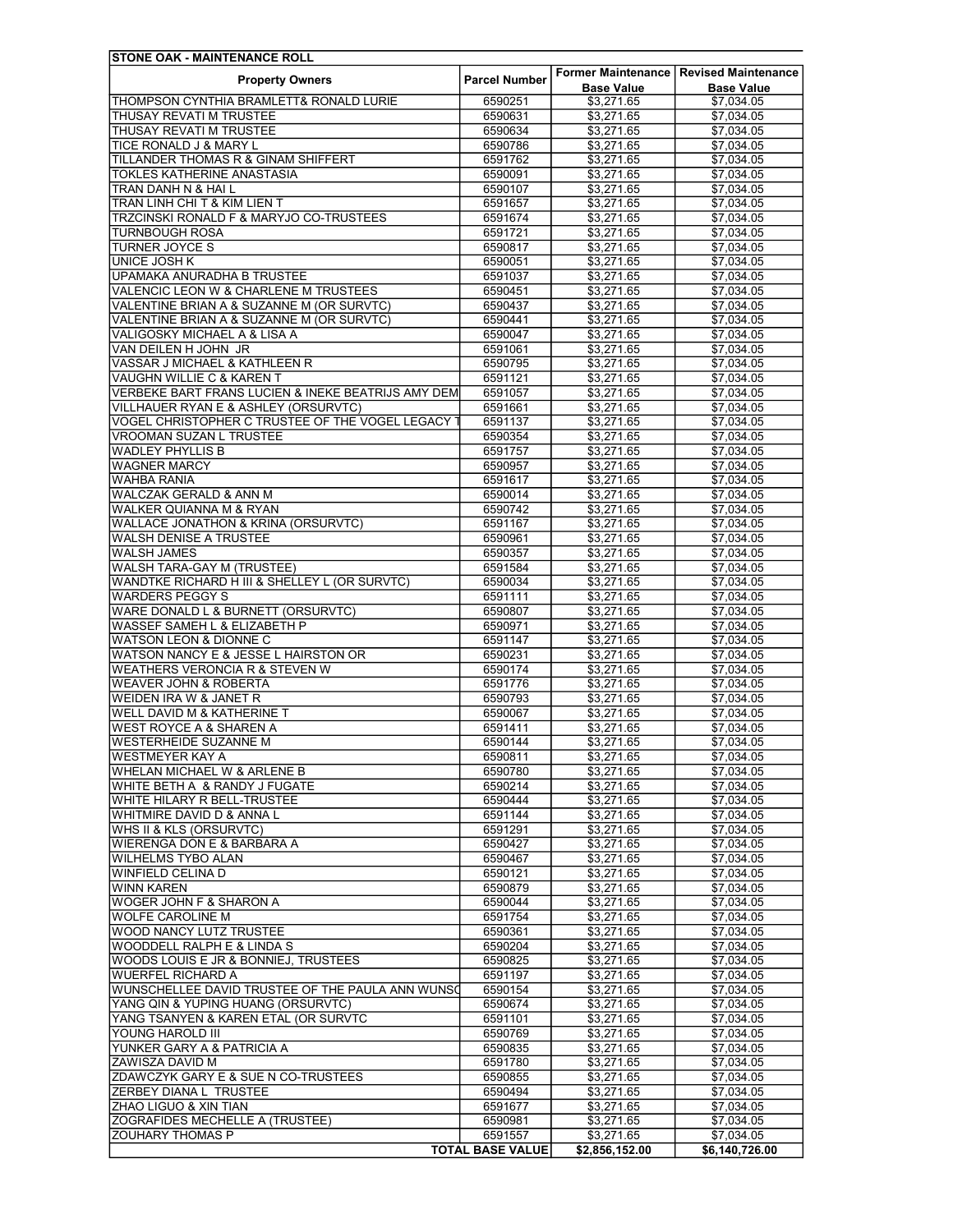| STONE OAK - MAINTENANCE ROLL | | | |
|---|---|---|---|
| **Property Owners** | **Parcel Number** | **Former Maintenance Base Value** | **Revised Maintenance Base Value** |
| THOMPSON CYNTHIA BRAMLETT& RONALD LURIE | 6590251 | $3,271.65 | $7,034.05 |
| THUSAY REVATI M TRUSTEE | 6590631 | $3,271.65 | $7,034.05 |
| THUSAY REVATI M TRUSTEE | 6590634 | $3,271.65 | $7,034.05 |
| TICE RONALD J & MARY L | 6590786 | $3,271.65 | $7,034.05 |
| TILLANDER THOMAS R & GINAM SHIFFERT | 6591762 | $3,271.65 | $7,034.05 |
| TOKLES KATHERINE ANASTASIA | 6590091 | $3,271.65 | $7,034.05 |
| TRAN DANH N & HAI L | 6590107 | $3,271.65 | $7,034.05 |
| TRAN LINH CHI T & KIM LIEN T | 6591657 | $3,271.65 | $7,034.05 |
| TRZCINSKI RONALD F & MARYJO CO-TRUSTEES | 6591674 | $3,271.65 | $7,034.05 |
| TURNBOUGH ROSA | 6591721 | $3,271.65 | $7,034.05 |
| TURNER JOYCE S | 6590817 | $3,271.65 | $7,034.05 |
| UNICE JOSH K | 6590051 | $3,271.65 | $7,034.05 |
| UPAMAKA ANURADHA B TRUSTEE | 6591037 | $3,271.65 | $7,034.05 |
| VALENCIC LEON W & CHARLENE M TRUSTEES | 6590451 | $3,271.65 | $7,034.05 |
| VALENTINE BRIAN A & SUZANNE M (OR SURVTC) | 6590437 | $3,271.65 | $7,034.05 |
| VALENTINE BRIAN A & SUZANNE M (OR SURVTC) | 6590441 | $3,271.65 | $7,034.05 |
| VALIGOSKY MICHAEL A & LISA A | 6590047 | $3,271.65 | $7,034.05 |
| VAN DEILEN H JOHN JR | 6591061 | $3,271.65 | $7,034.05 |
| VASSAR J MICHAEL & KATHLEEN R | 6590795 | $3,271.65 | $7,034.05 |
| VAUGHN WILLIE C & KAREN T | 6591121 | $3,271.65 | $7,034.05 |
| VERBEKE BART FRANS LUCIEN & INEKE BEATRIJS AMY DEM | 6591057 | $3,271.65 | $7,034.05 |
| VILLHAUER RYAN E & ASHLEY (ORSURVTC) | 6591661 | $3,271.65 | $7,034.05 |
| VOGEL CHRISTOPHER C TRUSTEE OF THE VOGEL LEGACY T | 6591137 | $3,271.65 | $7,034.05 |
| VROOMAN SUZAN L TRUSTEE | 6590354 | $3,271.65 | $7,034.05 |
| WADLEY PHYLLIS B | 6591757 | $3,271.65 | $7,034.05 |
| WAGNER MARCY | 6590957 | $3,271.65 | $7,034.05 |
| WAHBA RANIA | 6591617 | $3,271.65 | $7,034.05 |
| WALCZAK GERALD & ANN M | 6590014 | $3,271.65 | $7,034.05 |
| WALKER QUIANNA M & RYAN | 6590742 | $3,271.65 | $7,034.05 |
| WALLACE JONATHON & KRINA (ORSURVTC) | 6591167 | $3,271.65 | $7,034.05 |
| WALSH DENISE A TRUSTEE | 6590961 | $3,271.65 | $7,034.05 |
| WALSH JAMES | 6590357 | $3,271.65 | $7,034.05 |
| WALSH TARA-GAY M (TRUSTEE) | 6591584 | $3,271.65 | $7,034.05 |
| WANDTKE RICHARD H III & SHELLEY L (OR SURVTC) | 6590034 | $3,271.65 | $7,034.05 |
| WARDERS PEGGY S | 6591111 | $3,271.65 | $7,034.05 |
| WARE DONALD L & BURNETT (ORSURVTC) | 6590807 | $3,271.65 | $7,034.05 |
| WASSEF SAMEH L & ELIZABETH P | 6590971 | $3,271.65 | $7,034.05 |
| WATSON LEON & DIONNE C | 6591147 | $3,271.65 | $7,034.05 |
| WATSON NANCY E & JESSE L HAIRSTON OR | 6590231 | $3,271.65 | $7,034.05 |
| WEATHERS VERONCIA R & STEVEN W | 6590174 | $3,271.65 | $7,034.05 |
| WEAVER JOHN & ROBERTA | 6591776 | $3,271.65 | $7,034.05 |
| WEIDEN IRA W & JANET R | 6590793 | $3,271.65 | $7,034.05 |
| WELL DAVID M & KATHERINE T | 6590067 | $3,271.65 | $7,034.05 |
| WEST ROYCE A & SHAREN A | 6591411 | $3,271.65 | $7,034.05 |
| WESTERHEIDE SUZANNE M | 6590144 | $3,271.65 | $7,034.05 |
| WESTMEYER KAY A | 6590811 | $3,271.65 | $7,034.05 |
| WHELAN MICHAEL W & ARLENE B | 6590780 | $3,271.65 | $7,034.05 |
| WHITE BETH A & RANDY J FUGATE | 6590214 | $3,271.65 | $7,034.05 |
| WHITE HILARY R BELL-TRUSTEE | 6590444 | $3,271.65 | $7,034.05 |
| WHITMIRE DAVID D & ANNA L | 6591144 | $3,271.65 | $7,034.05 |
| WHS II & KLS (ORSURVTC) | 6591291 | $3,271.65 | $7,034.05 |
| WIERENGA DON E & BARBARA A | 6590427 | $3,271.65 | $7,034.05 |
| WILHELMS TYBO ALAN | 6590467 | $3,271.65 | $7,034.05 |
| WINFIELD CELINA D | 6590121 | $3,271.65 | $7,034.05 |
| WINN KAREN | 6590879 | $3,271.65 | $7,034.05 |
| WOGER JOHN F & SHARON A | 6590044 | $3,271.65 | $7,034.05 |
| WOLFE CAROLINE M | 6591754 | $3,271.65 | $7,034.05 |
| WOOD NANCY LUTZ TRUSTEE | 6590361 | $3,271.65 | $7,034.05 |
| WOODDELL RALPH E & LINDA S | 6590204 | $3,271.65 | $7,034.05 |
| WOODS LOUIS E JR & BONNIEJ, TRUSTEES | 6590825 | $3,271.65 | $7,034.05 |
| WUERFEL RICHARD A | 6591197 | $3,271.65 | $7,034.05 |
| WUNSCHELLEE DAVID TRUSTEE OF THE PAULA ANN WUNSC | 6590154 | $3,271.65 | $7,034.05 |
| YANG QIN & YUPING HUANG (ORSURVTC) | 6590674 | $3,271.65 | $7,034.05 |
| YANG TSANYEN & KAREN ETAL (OR SURVTC | 6591101 | $3,271.65 | $7,034.05 |
| YOUNG HAROLD III | 6590769 | $3,271.65 | $7,034.05 |
| YUNKER GARY A & PATRICIA A | 6590835 | $3,271.65 | $7,034.05 |
| ZAWISZA DAVID M | 6591780 | $3,271.65 | $7,034.05 |
| ZDAWCZYK GARY E & SUE N CO-TRUSTEES | 6590855 | $3,271.65 | $7,034.05 |
| ZERBEY DIANA L TRUSTEE | 6590494 | $3,271.65 | $7,034.05 |
| ZHAO LIGUO & XIN TIAN | 6591677 | $3,271.65 | $7,034.05 |
| ZOGRAFIDES MECHELLE A (TRUSTEE) | 6590981 | $3,271.65 | $7,034.05 |
| ZOUHARY THOMAS P | 6591557 | $3,271.65 | $7,034.05 |
| | **TOTAL BASE VALUE** | **$2,856,152.00** | **$6,140,726.00** |